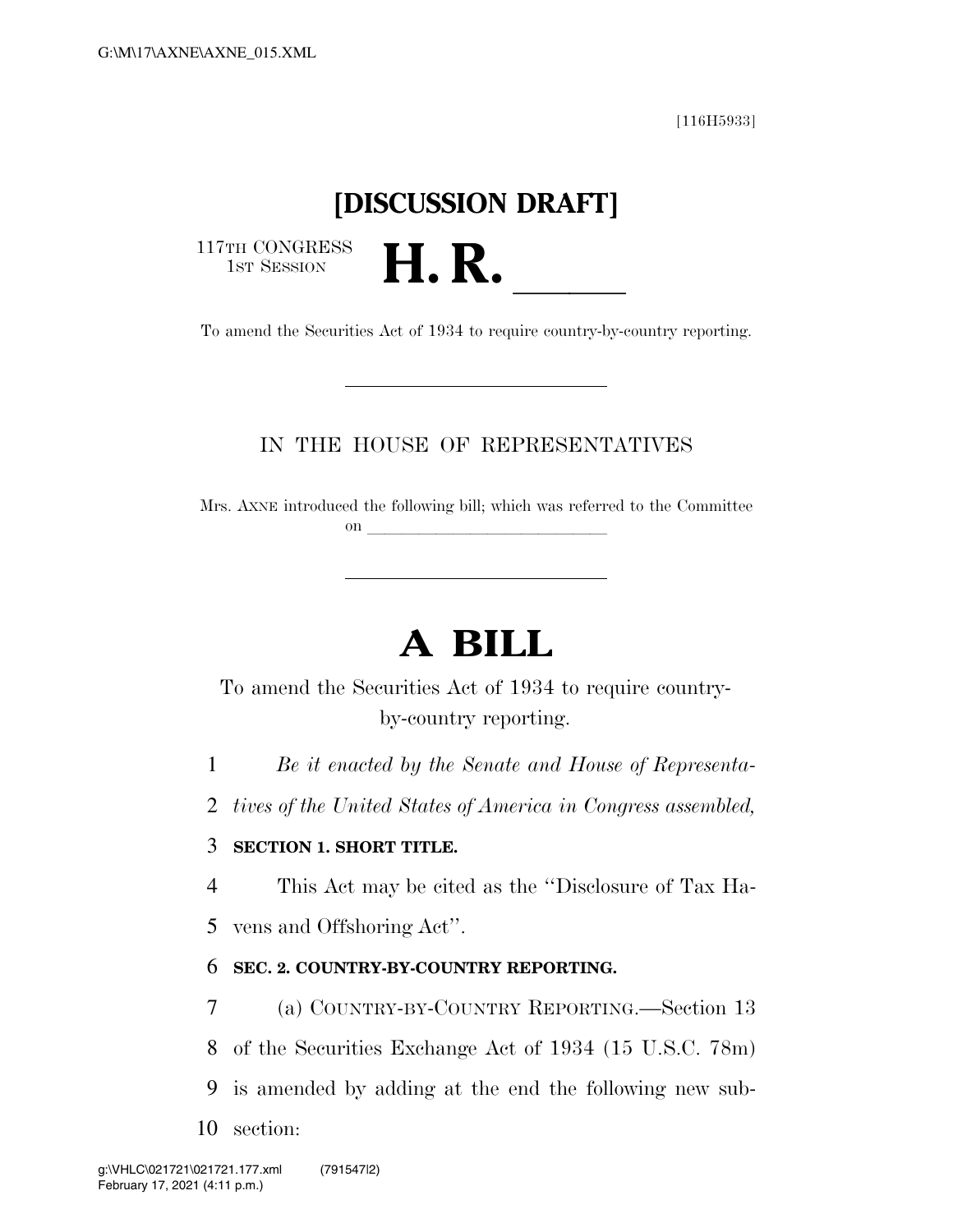[116H5933]

# [DISCUSSION DRAFT]

117TH CONGRESS
1ST SESSION

# H. R. ____

To amend the Securities Act of 1934 to require country-by-country reporting.

IN THE HOUSE OF REPRESENTATIVES

Mrs. AXNE introduced the following bill; which was referred to the Committee on ______________

# A BILL

To amend the Securities Act of 1934 to require country-by-country reporting.

1 *Be it enacted by the Senate and House of Representa-*
2 *tives of the United States of America in Congress assembled,*

3 **SECTION 1. SHORT TITLE.**

4 This Act may be cited as the "Disclosure of Tax Ha-
5 vens and Offshoring Act".

6 **SEC. 2. COUNTRY-BY-COUNTRY REPORTING.**

7 (a) COUNTRY-BY-COUNTRY REPORTING.—Section 13
8 of the Securities Exchange Act of 1934 (15 U.S.C. 78m)
9 is amended by adding at the end the following new sub-
10 section: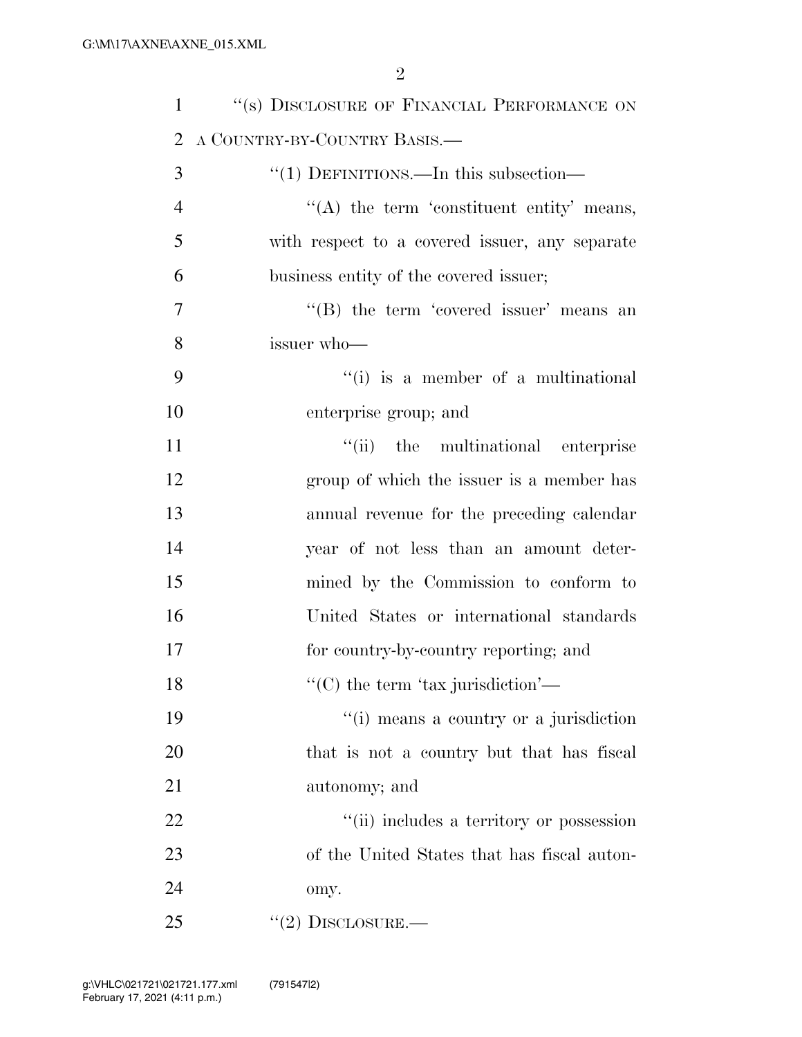"(s) DISCLOSURE OF FINANCIAL PERFORMANCE ON A COUNTRY-BY-COUNTRY BASIS.—

"(1) DEFINITIONS.—In this subsection—

"(A) the term 'constituent entity' means, with respect to a covered issuer, any separate business entity of the covered issuer;

"(B) the term 'covered issuer' means an issuer who—

"(i) is a member of a multinational enterprise group; and

"(ii) the multinational enterprise group of which the issuer is a member has annual revenue for the preceding calendar year of not less than an amount determined by the Commission to conform to United States or international standards for country-by-country reporting; and

"(C) the term 'tax jurisdiction'—

"(i) means a country or a jurisdiction that is not a country but that has fiscal autonomy; and

"(ii) includes a territory or possession of the United States that has fiscal autonomy.

"(2) DISCLOSURE.—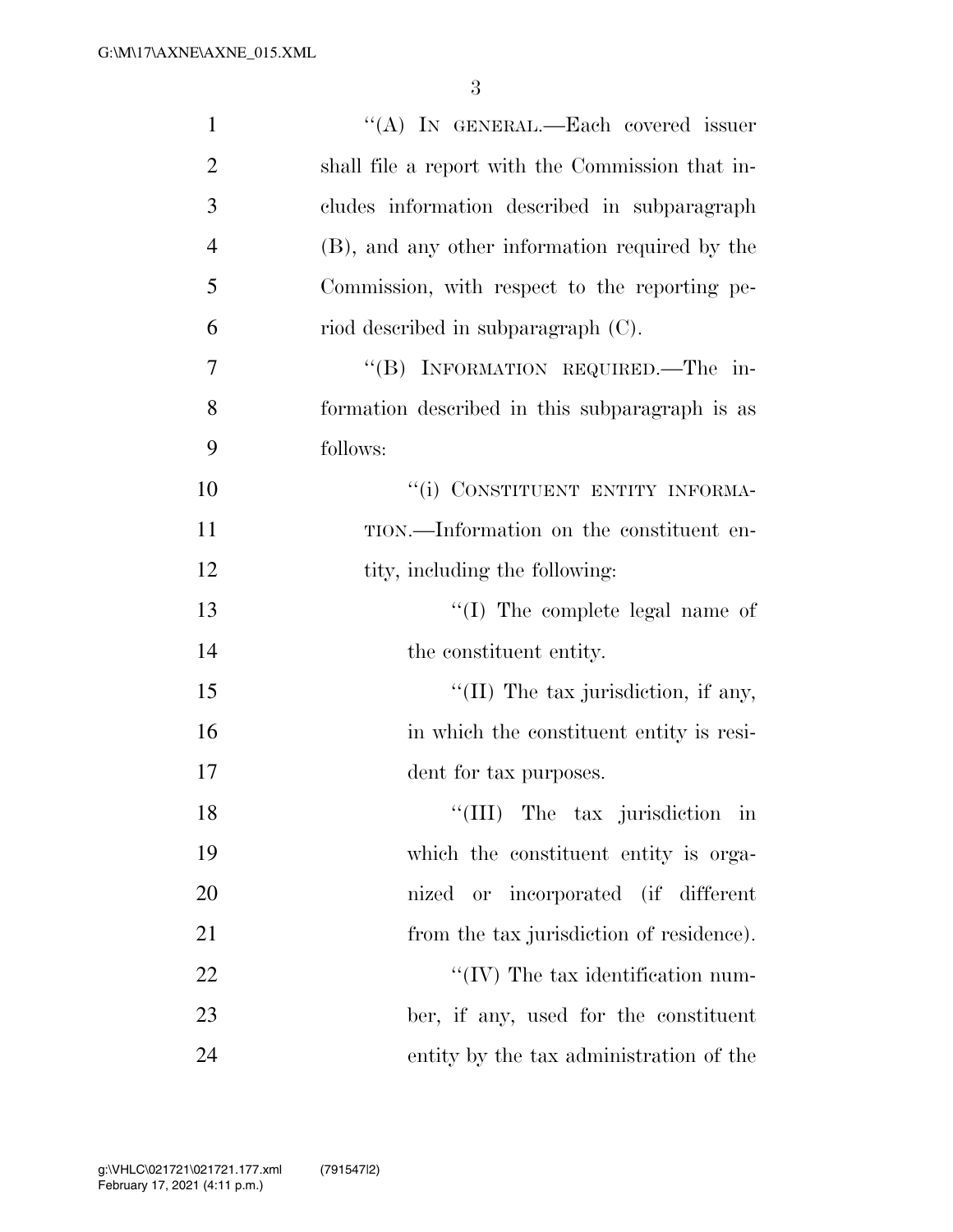''(A) IN GENERAL.—Each covered issuer shall file a report with the Commission that includes information described in subparagraph (B), and any other information required by the Commission, with respect to the reporting period described in subparagraph (C).

''(B) INFORMATION REQUIRED.—The information described in this subparagraph is as follows:

''(i) CONSTITUENT ENTITY INFORMATION.—Information on the constituent entity, including the following:

''(I) The complete legal name of the constituent entity.

''(II) The tax jurisdiction, if any, in which the constituent entity is resident for tax purposes.

''(III) The tax jurisdiction in which the constituent entity is organized or incorporated (if different from the tax jurisdiction of residence).

''(IV) The tax identification number, if any, used for the constituent entity by the tax administration of the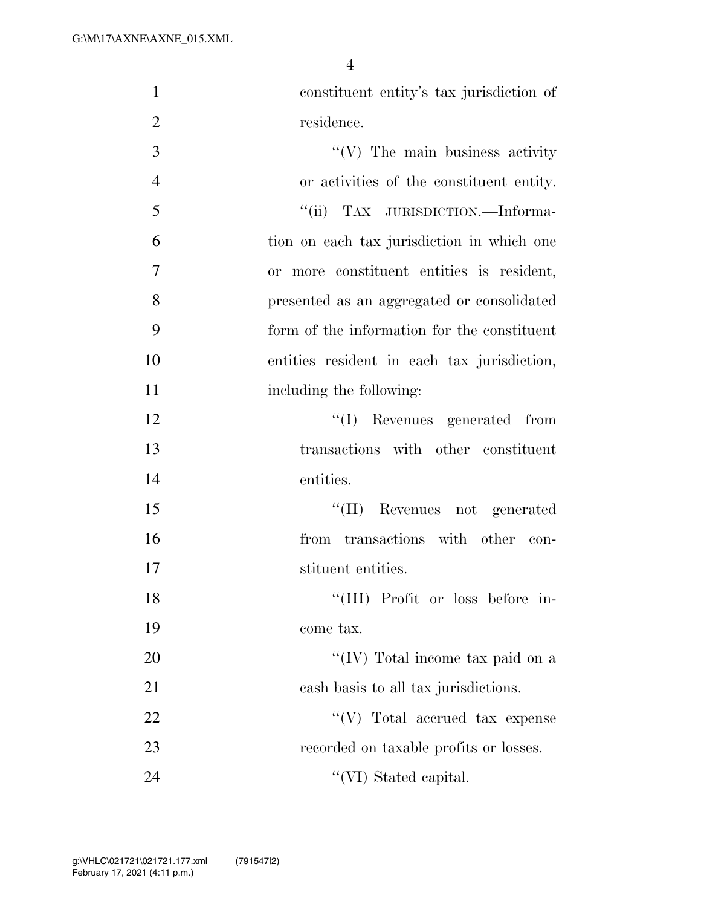constituent entity's tax jurisdiction of residence.

"(V) The main business activity or activities of the constituent entity.

"(ii) TAX JURISDICTION.—Information on each tax jurisdiction in which one or more constituent entities is resident, presented as an aggregated or consolidated form of the information for the constituent entities resident in each tax jurisdiction, including the following:

"(I) Revenues generated from transactions with other constituent entities.

"(II) Revenues not generated from transactions with other constituent entities.

"(III) Profit or loss before income tax.

"(IV) Total income tax paid on a cash basis to all tax jurisdictions.

"(V) Total accrued tax expense recorded on taxable profits or losses.

"(VI) Stated capital.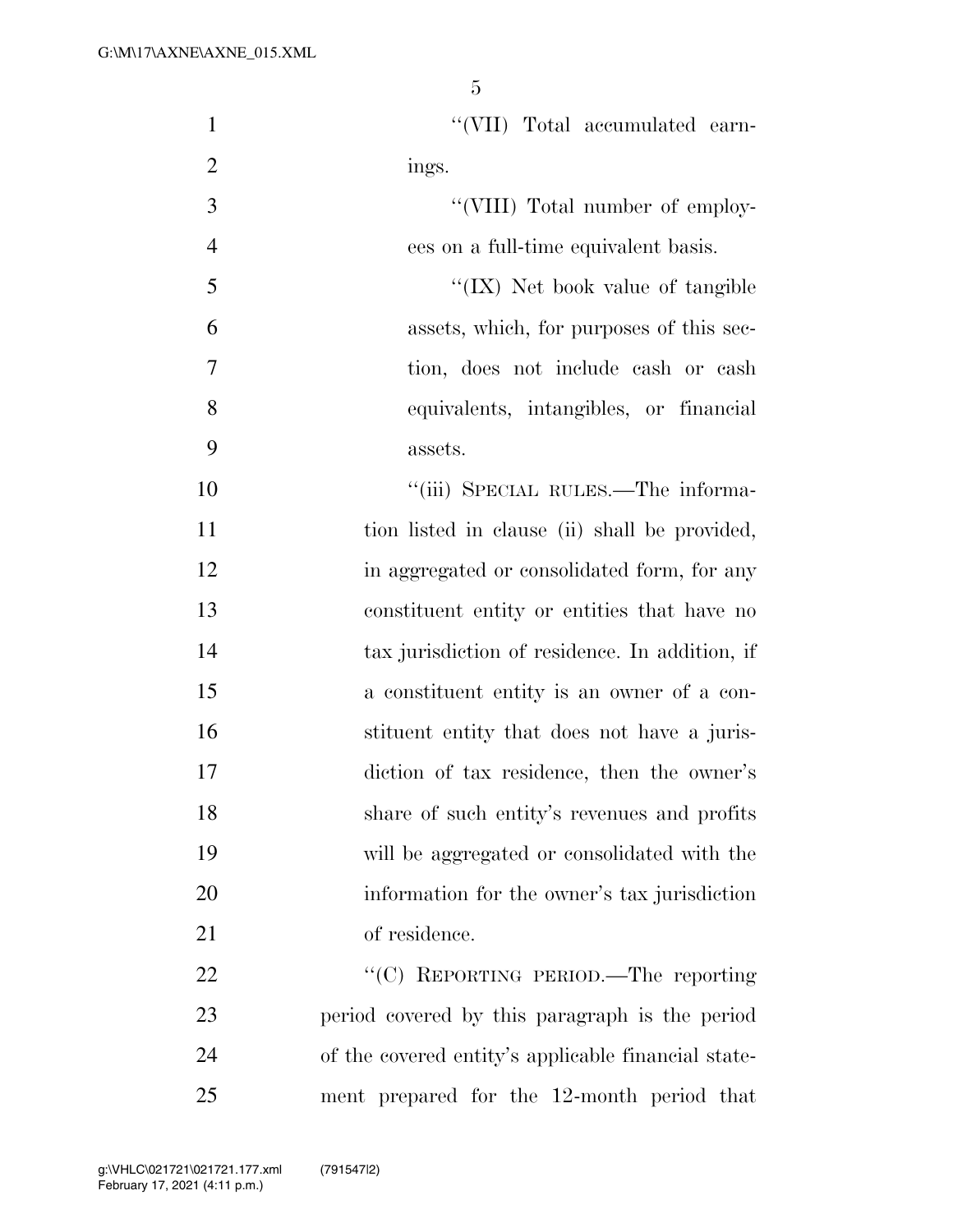"(VII) Total accumulated earnings.

"(VIII) Total number of employees on a full-time equivalent basis.

"(IX) Net book value of tangible assets, which, for purposes of this section, does not include cash or cash equivalents, intangibles, or financial assets.

"(iii) SPECIAL RULES.—The information listed in clause (ii) shall be provided, in aggregated or consolidated form, for any constituent entity or entities that have no tax jurisdiction of residence. In addition, if a constituent entity is an owner of a constituent entity that does not have a jurisdiction of tax residence, then the owner's share of such entity's revenues and profits will be aggregated or consolidated with the information for the owner's tax jurisdiction of residence.

"(C) REPORTING PERIOD.—The reporting period covered by this paragraph is the period of the covered entity's applicable financial statement prepared for the 12-month period that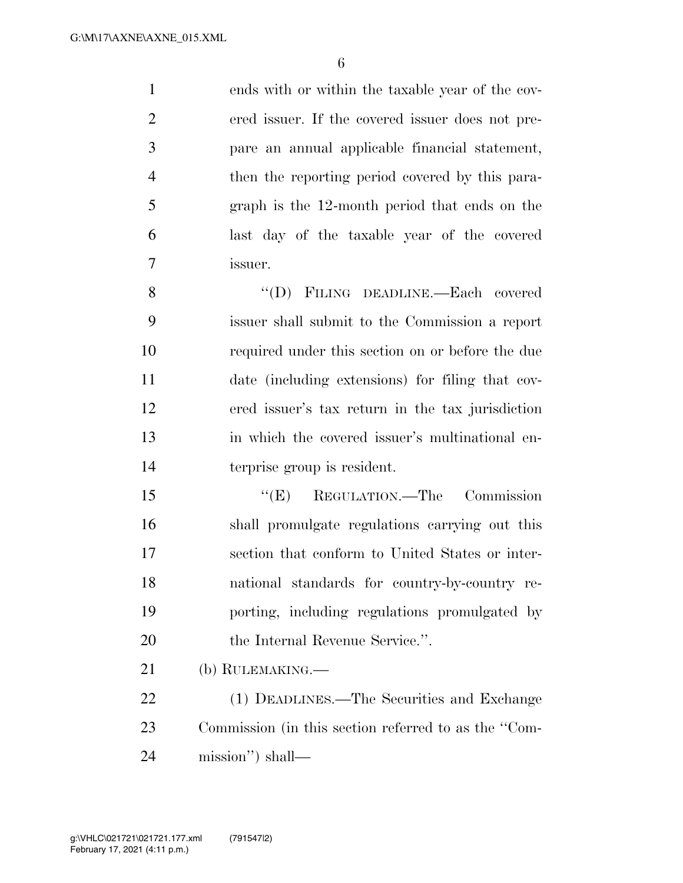ends with or within the taxable year of the covered issuer. If the covered issuer does not prepare an annual applicable financial statement, then the reporting period covered by this paragraph is the 12-month period that ends on the last day of the taxable year of the covered issuer.

"(D) FILING DEADLINE.—Each covered issuer shall submit to the Commission a report required under this section on or before the due date (including extensions) for filing that covered issuer's tax return in the tax jurisdiction in which the covered issuer's multinational enterprise group is resident.

"(E) REGULATION.—The Commission shall promulgate regulations carrying out this section that conform to United States or international standards for country-by-country reporting, including regulations promulgated by the Internal Revenue Service.".

(b) RULEMAKING.—

(1) DEADLINES.—The Securities and Exchange Commission (in this section referred to as the "Commission") shall—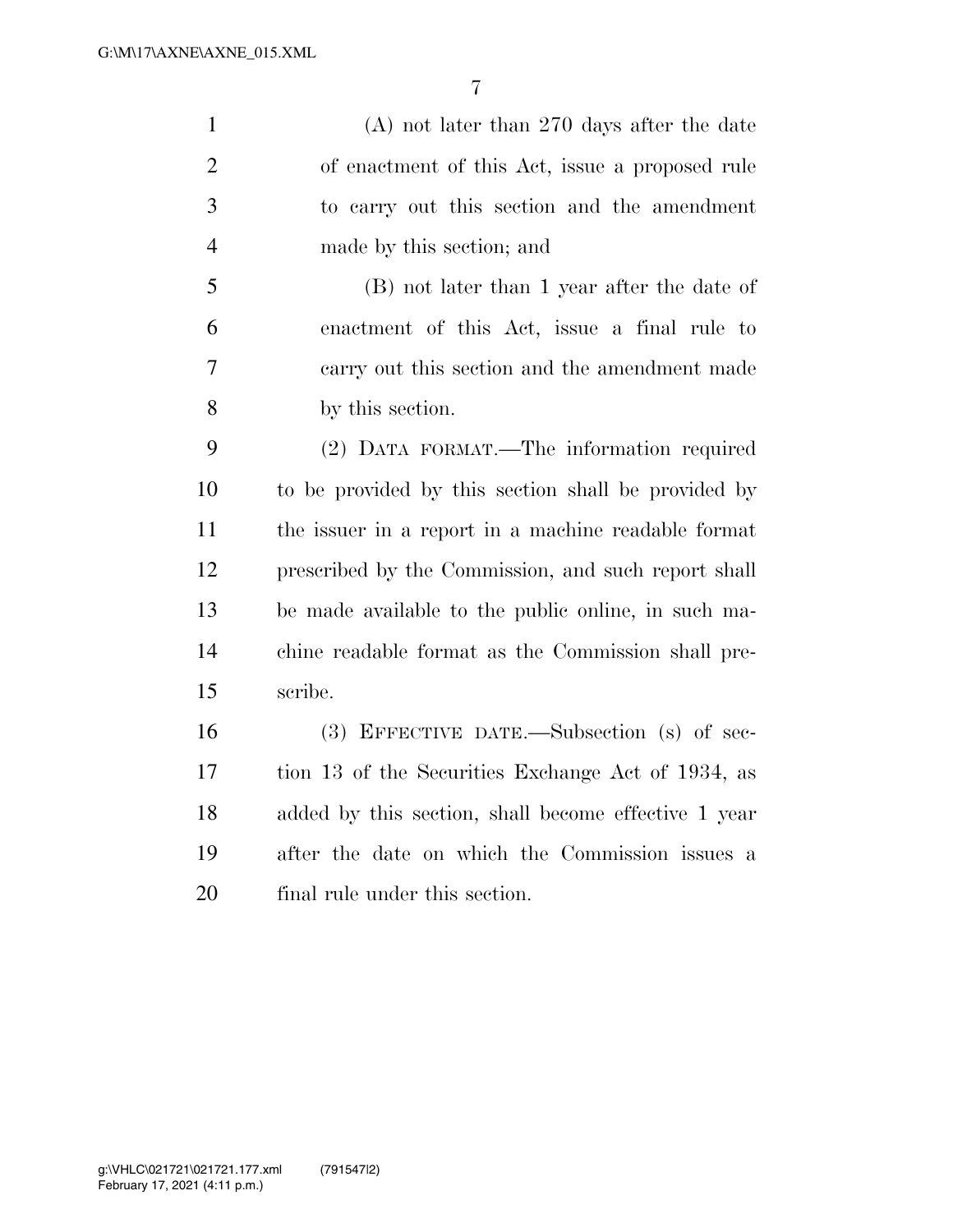(A) not later than 270 days after the date of enactment of this Act, issue a proposed rule to carry out this section and the amendment made by this section; and

(B) not later than 1 year after the date of enactment of this Act, issue a final rule to carry out this section and the amendment made by this section.

(2) DATA FORMAT.—The information required to be provided by this section shall be provided by the issuer in a report in a machine readable format prescribed by the Commission, and such report shall be made available to the public online, in such machine readable format as the Commission shall prescribe.

(3) EFFECTIVE DATE.—Subsection (s) of section 13 of the Securities Exchange Act of 1934, as added by this section, shall become effective 1 year after the date on which the Commission issues a final rule under this section.